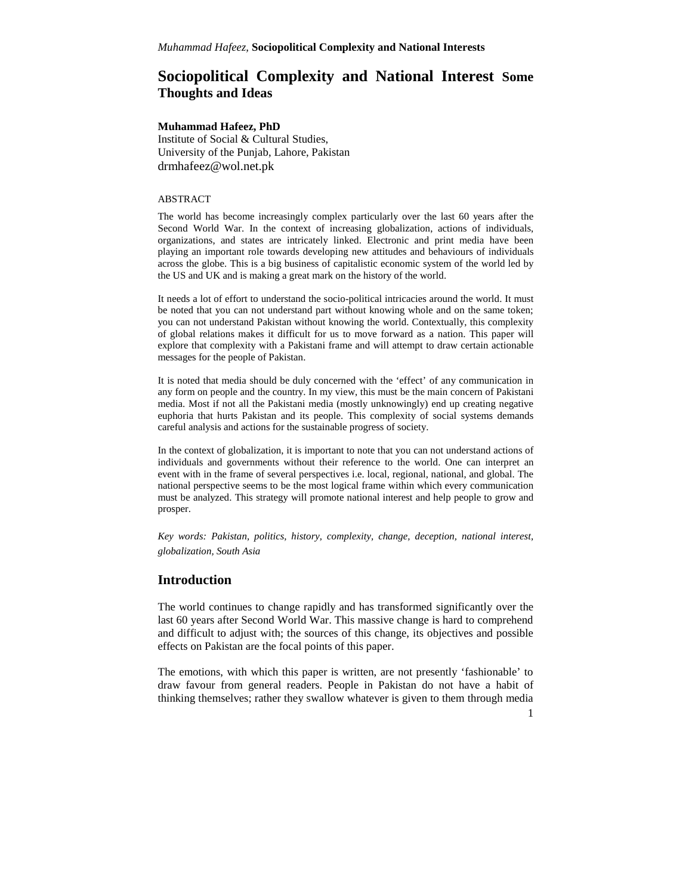# Sociopolitical Complexity and National Interest Some Thoughts and Ideas

**Muhammad Hafeez, PhD**
Institute of Social & Cultural Studies,
University of the Punjab, Lahore, Pakistan
drmhafeez@wol.net.pk

ABSTRACT

The world has become increasingly complex particularly over the last 60 years after the Second World War. In the context of increasing globalization, actions of individuals, organizations, and states are intricately linked. Electronic and print media have been playing an important role towards developing new attitudes and behaviours of individuals across the globe. This is a big business of capitalistic economic system of the world led by the US and UK and is making a great mark on the history of the world.

It needs a lot of effort to understand the socio-political intricacies around the world. It must be noted that you can not understand part without knowing whole and on the same token; you can not understand Pakistan without knowing the world. Contextually, this complexity of global relations makes it difficult for us to move forward as a nation. This paper will explore that complexity with a Pakistani frame and will attempt to draw certain actionable messages for the people of Pakistan.

It is noted that media should be duly concerned with the 'effect' of any communication in any form on people and the country. In my view, this must be the main concern of Pakistani media. Most if not all the Pakistani media (mostly unknowingly) end up creating negative euphoria that hurts Pakistan and its people. This complexity of social systems demands careful analysis and actions for the sustainable progress of society.

In the context of globalization, it is important to note that you can not understand actions of individuals and governments without their reference to the world. One can interpret an event with in the frame of several perspectives i.e. local, regional, national, and global. The national perspective seems to be the most logical frame within which every communication must be analyzed. This strategy will promote national interest and help people to grow and prosper.

*Key words: Pakistan, politics, history, complexity, change, deception, national interest, globalization, South Asia*

## Introduction

The world continues to change rapidly and has transformed significantly over the last 60 years after Second World War. This massive change is hard to comprehend and difficult to adjust with; the sources of this change, its objectives and possible effects on Pakistan are the focal points of this paper.

The emotions, with which this paper is written, are not presently 'fashionable' to draw favour from general readers. People in Pakistan do not have a habit of thinking themselves; rather they swallow whatever is given to them through media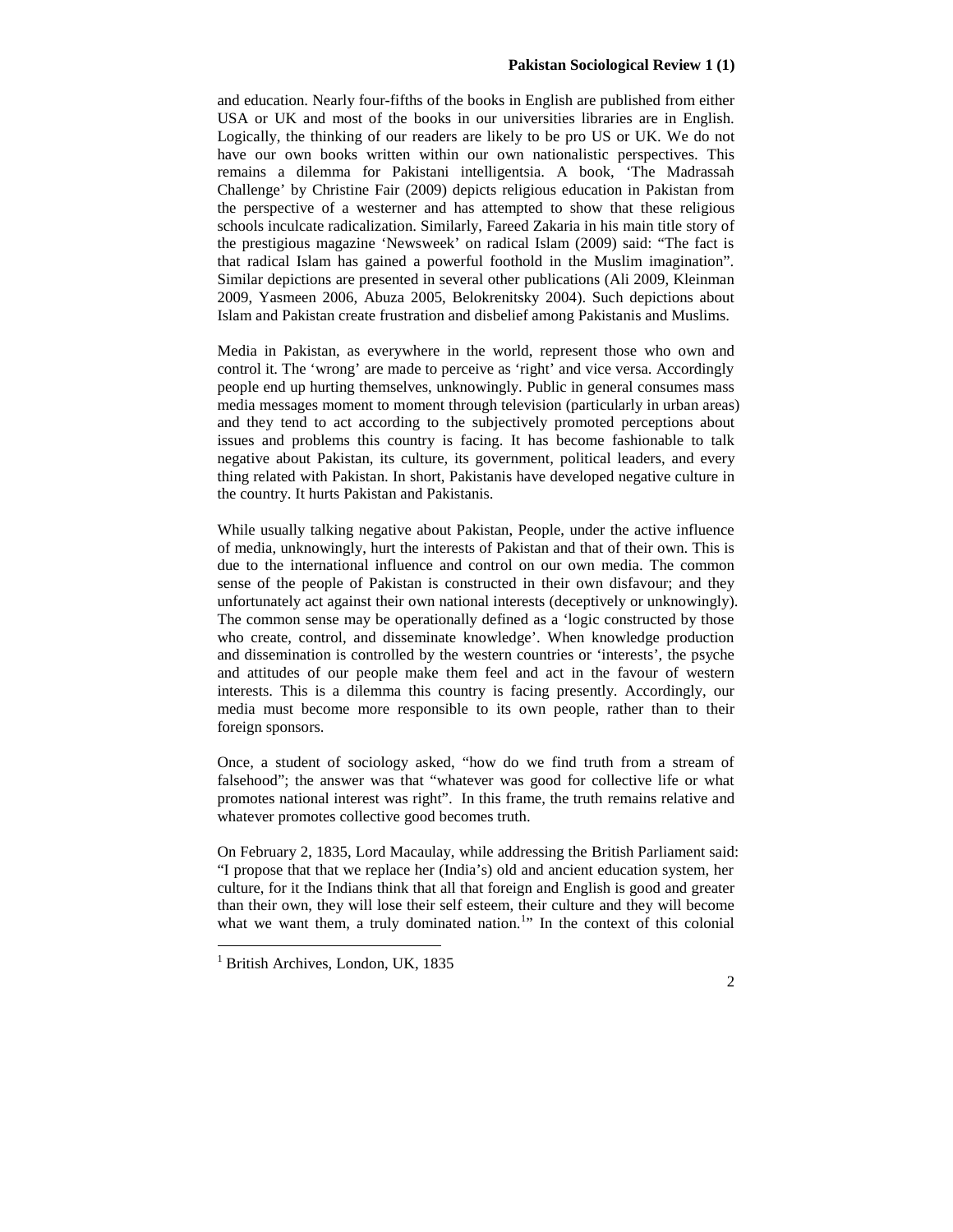and education. Nearly four-fifths of the books in English are published from either USA or UK and most of the books in our universities libraries are in English. Logically, the thinking of our readers are likely to be pro US or UK. We do not have our own books written within our own nationalistic perspectives. This remains a dilemma for Pakistani intelligentsia. A book, 'The Madrassah Challenge' by Christine Fair (2009) depicts religious education in Pakistan from the perspective of a westerner and has attempted to show that these religious schools inculcate radicalization. Similarly, Fareed Zakaria in his main title story of the prestigious magazine 'Newsweek' on radical Islam (2009) said: "The fact is that radical Islam has gained a powerful foothold in the Muslim imagination". Similar depictions are presented in several other publications (Ali 2009, Kleinman 2009, Yasmeen 2006, Abuza 2005, Belokrenitsky 2004). Such depictions about Islam and Pakistan create frustration and disbelief among Pakistanis and Muslims.

Media in Pakistan, as everywhere in the world, represent those who own and control it. The 'wrong' are made to perceive as 'right' and vice versa. Accordingly people end up hurting themselves, unknowingly. Public in general consumes mass media messages moment to moment through television (particularly in urban areas) and they tend to act according to the subjectively promoted perceptions about issues and problems this country is facing. It has become fashionable to talk negative about Pakistan, its culture, its government, political leaders, and every thing related with Pakistan. In short, Pakistanis have developed negative culture in the country. It hurts Pakistan and Pakistanis.

While usually talking negative about Pakistan, People, under the active influence of media, unknowingly, hurt the interests of Pakistan and that of their own. This is due to the international influence and control on our own media. The common sense of the people of Pakistan is constructed in their own disfavour; and they unfortunately act against their own national interests (deceptively or unknowingly). The common sense may be operationally defined as a 'logic constructed by those who create, control, and disseminate knowledge'. When knowledge production and dissemination is controlled by the western countries or 'interests', the psyche and attitudes of our people make them feel and act in the favour of western interests. This is a dilemma this country is facing presently. Accordingly, our media must become more responsible to its own people, rather than to their foreign sponsors.

Once, a student of sociology asked, "how do we find truth from a stream of falsehood"; the answer was that "whatever was good for collective life or what promotes national interest was right". In this frame, the truth remains relative and whatever promotes collective good becomes truth.

On February 2, 1835, Lord Macaulay, while addressing the British Parliament said: "I propose that that we replace her (India's) old and ancient education system, her culture, for it the Indians think that all that foreign and English is good and greater than their own, they will lose their self esteem, their culture and they will become what we want them, a truly dominated nation.[1]" In the context of this colonial

[1] British Archives, London, UK, 1835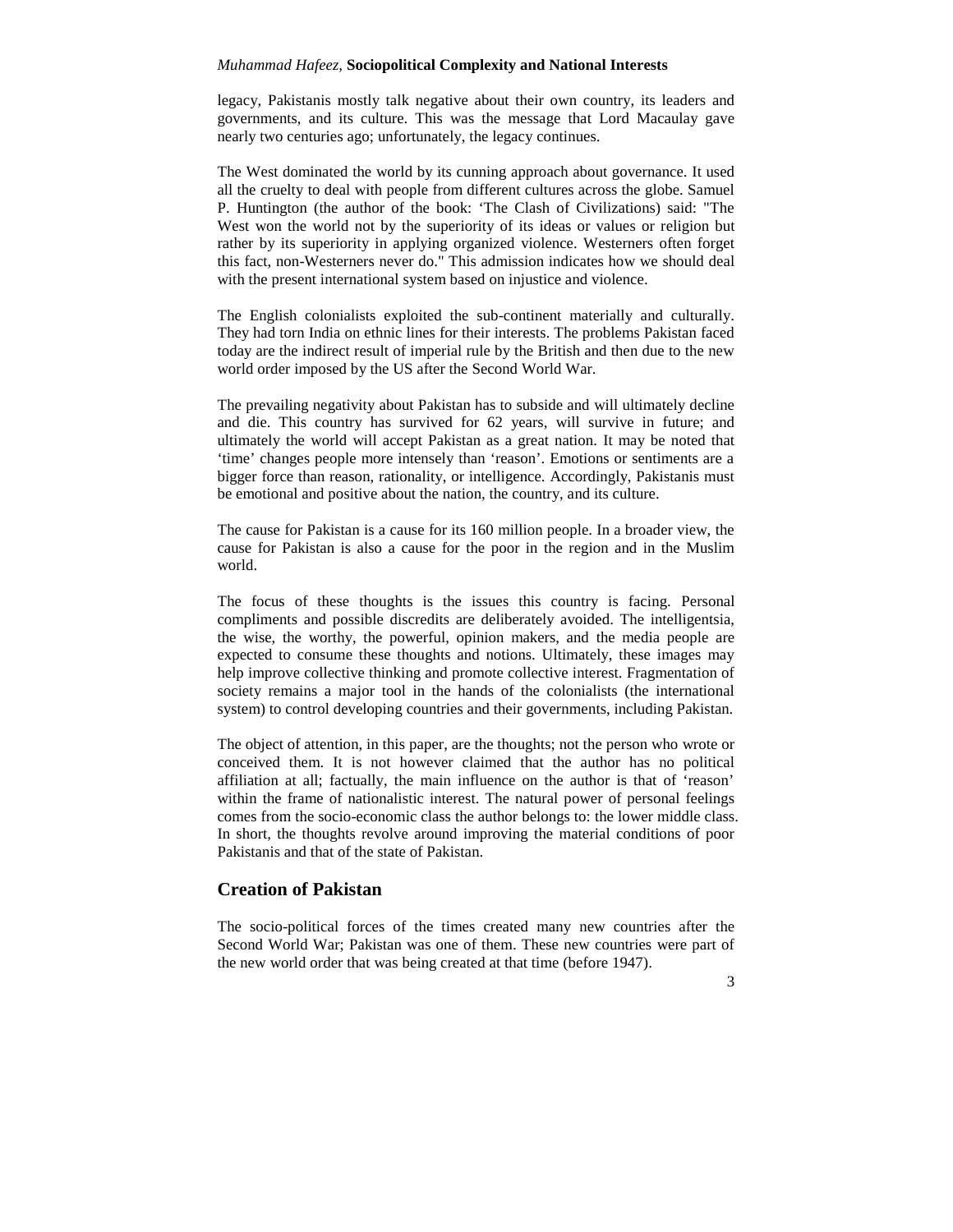legacy, Pakistanis mostly talk negative about their own country, its leaders and governments, and its culture. This was the message that Lord Macaulay gave nearly two centuries ago; unfortunately, the legacy continues.

The West dominated the world by its cunning approach about governance. It used all the cruelty to deal with people from different cultures across the globe. Samuel P. Huntington (the author of the book: 'The Clash of Civilizations) said: "The West won the world not by the superiority of its ideas or values or religion but rather by its superiority in applying organized violence. Westerners often forget this fact, non-Westerners never do." This admission indicates how we should deal with the present international system based on injustice and violence.

The English colonialists exploited the sub-continent materially and culturally. They had torn India on ethnic lines for their interests. The problems Pakistan faced today are the indirect result of imperial rule by the British and then due to the new world order imposed by the US after the Second World War.

The prevailing negativity about Pakistan has to subside and will ultimately decline and die. This country has survived for 62 years, will survive in future; and ultimately the world will accept Pakistan as a great nation. It may be noted that 'time' changes people more intensely than 'reason'. Emotions or sentiments are a bigger force than reason, rationality, or intelligence. Accordingly, Pakistanis must be emotional and positive about the nation, the country, and its culture.

The cause for Pakistan is a cause for its 160 million people. In a broader view, the cause for Pakistan is also a cause for the poor in the region and in the Muslim world.

The focus of these thoughts is the issues this country is facing. Personal compliments and possible discredits are deliberately avoided. The intelligentsia, the wise, the worthy, the powerful, opinion makers, and the media people are expected to consume these thoughts and notions. Ultimately, these images may help improve collective thinking and promote collective interest. Fragmentation of society remains a major tool in the hands of the colonialists (the international system) to control developing countries and their governments, including Pakistan.

The object of attention, in this paper, are the thoughts; not the person who wrote or conceived them. It is not however claimed that the author has no political affiliation at all; factually, the main influence on the author is that of 'reason' within the frame of nationalistic interest. The natural power of personal feelings comes from the socio-economic class the author belongs to: the lower middle class. In short, the thoughts revolve around improving the material conditions of poor Pakistanis and that of the state of Pakistan.

## Creation of Pakistan

The socio-political forces of the times created many new countries after the Second World War; Pakistan was one of them. These new countries were part of the new world order that was being created at that time (before 1947).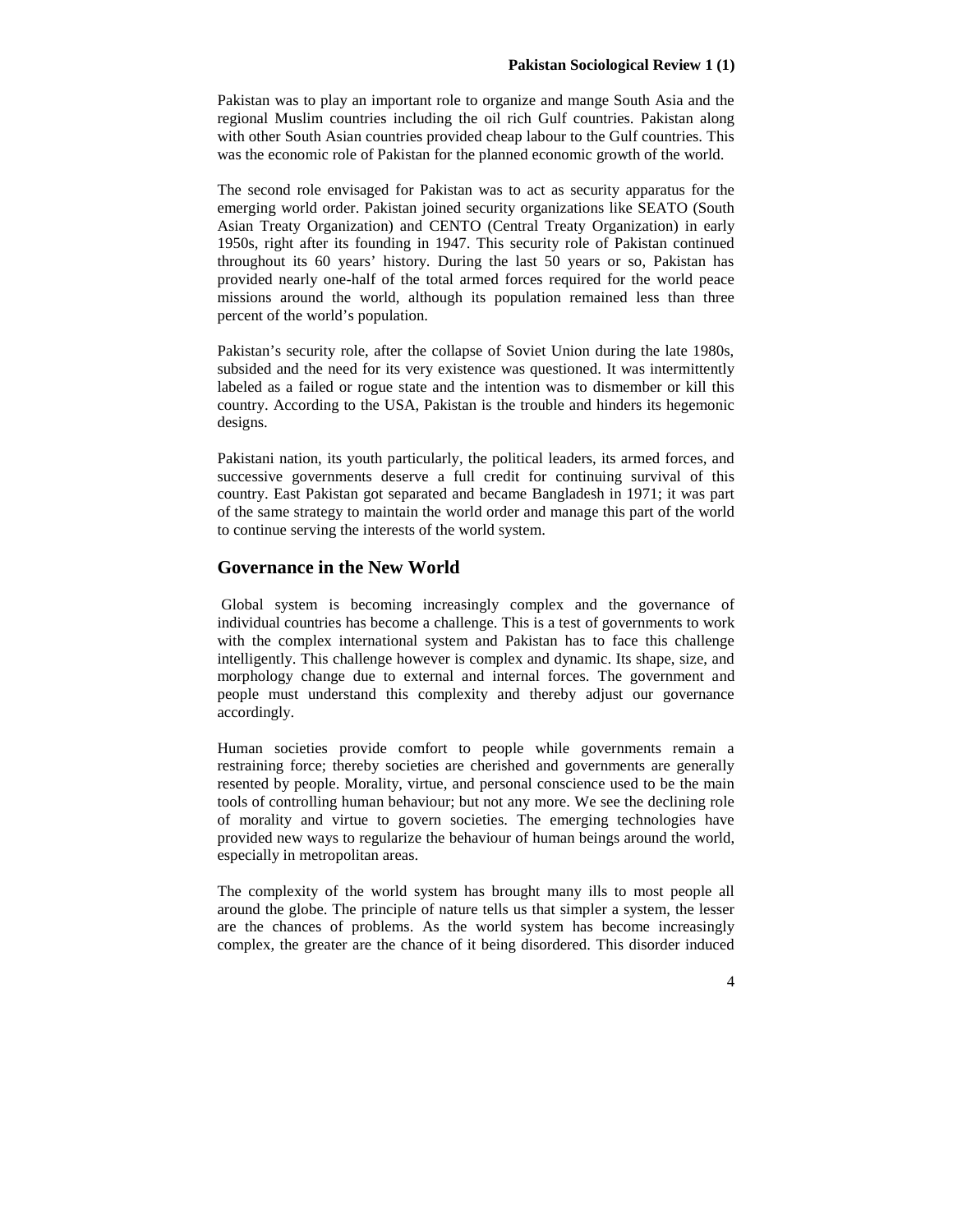Pakistan was to play an important role to organize and mange South Asia and the regional Muslim countries including the oil rich Gulf countries. Pakistan along with other South Asian countries provided cheap labour to the Gulf countries. This was the economic role of Pakistan for the planned economic growth of the world.

The second role envisaged for Pakistan was to act as security apparatus for the emerging world order. Pakistan joined security organizations like SEATO (South Asian Treaty Organization) and CENTO (Central Treaty Organization) in early 1950s, right after its founding in 1947. This security role of Pakistan continued throughout its 60 years' history. During the last 50 years or so, Pakistan has provided nearly one-half of the total armed forces required for the world peace missions around the world, although its population remained less than three percent of the world's population.

Pakistan's security role, after the collapse of Soviet Union during the late 1980s, subsided and the need for its very existence was questioned. It was intermittently labeled as a failed or rogue state and the intention was to dismember or kill this country. According to the USA, Pakistan is the trouble and hinders its hegemonic designs.

Pakistani nation, its youth particularly, the political leaders, its armed forces, and successive governments deserve a full credit for continuing survival of this country. East Pakistan got separated and became Bangladesh in 1971; it was part of the same strategy to maintain the world order and manage this part of the world to continue serving the interests of the world system.

## Governance in the New World

Global system is becoming increasingly complex and the governance of individual countries has become a challenge. This is a test of governments to work with the complex international system and Pakistan has to face this challenge intelligently. This challenge however is complex and dynamic. Its shape, size, and morphology change due to external and internal forces. The government and people must understand this complexity and thereby adjust our governance accordingly.

Human societies provide comfort to people while governments remain a restraining force; thereby societies are cherished and governments are generally resented by people. Morality, virtue, and personal conscience used to be the main tools of controlling human behaviour; but not any more. We see the declining role of morality and virtue to govern societies. The emerging technologies have provided new ways to regularize the behaviour of human beings around the world, especially in metropolitan areas.

The complexity of the world system has brought many ills to most people all around the globe. The principle of nature tells us that simpler a system, the lesser are the chances of problems. As the world system has become increasingly complex, the greater are the chance of it being disordered. This disorder induced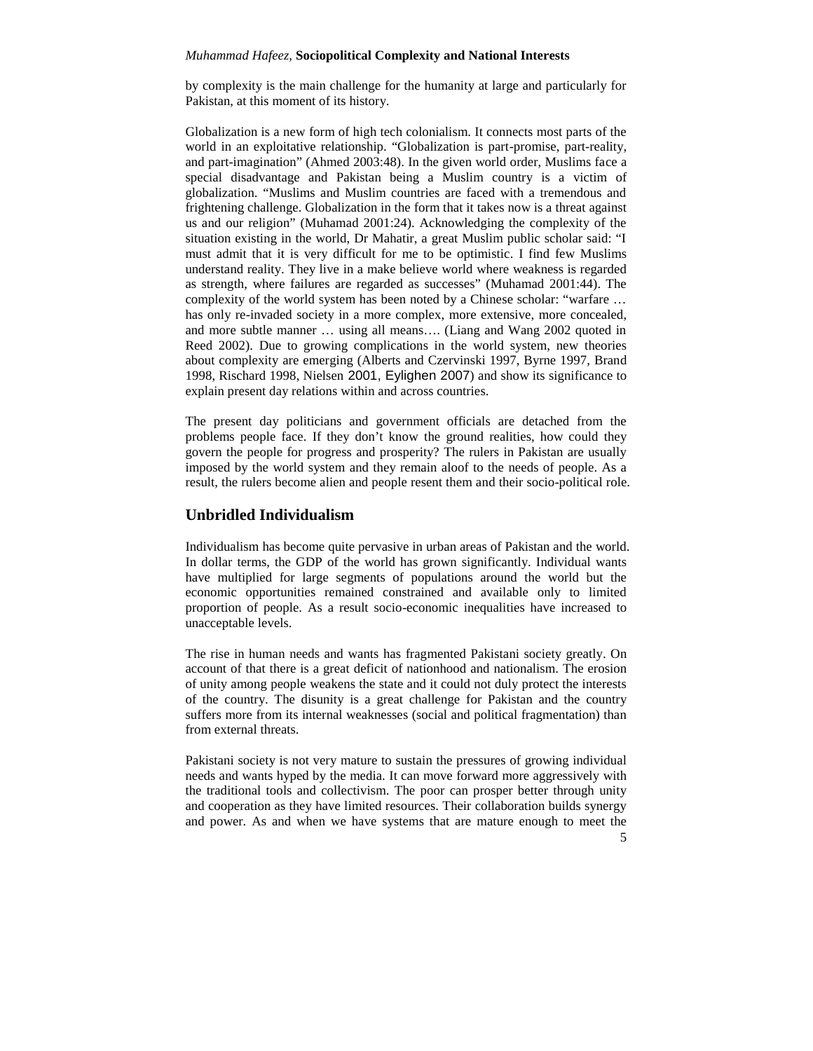by complexity is the main challenge for the humanity at large and particularly for Pakistan, at this moment of its history.

Globalization is a new form of high tech colonialism. It connects most parts of the world in an exploitative relationship. "Globalization is part-promise, part-reality, and part-imagination" (Ahmed 2003:48). In the given world order, Muslims face a special disadvantage and Pakistan being a Muslim country is a victim of globalization. "Muslims and Muslim countries are faced with a tremendous and frightening challenge. Globalization in the form that it takes now is a threat against us and our religion" (Muhamad 2001:24). Acknowledging the complexity of the situation existing in the world, Dr Mahatir, a great Muslim public scholar said: "I must admit that it is very difficult for me to be optimistic. I find few Muslims understand reality. They live in a make believe world where weakness is regarded as strength, where failures are regarded as successes" (Muhamad 2001:44). The complexity of the world system has been noted by a Chinese scholar: "warfare … has only re-invaded society in a more complex, more extensive, more concealed, and more subtle manner … using all means…. (Liang and Wang 2002 quoted in Reed 2002). Due to growing complications in the world system, new theories about complexity are emerging (Alberts and Czervinski 1997, Byrne 1997, Brand 1998, Rischard 1998, Nielsen 2001, Eylighen 2007) and show its significance to explain present day relations within and across countries.

The present day politicians and government officials are detached from the problems people face. If they don't know the ground realities, how could they govern the people for progress and prosperity? The rulers in Pakistan are usually imposed by the world system and they remain aloof to the needs of people. As a result, the rulers become alien and people resent them and their socio-political role.

## Unbridled Individualism

Individualism has become quite pervasive in urban areas of Pakistan and the world. In dollar terms, the GDP of the world has grown significantly. Individual wants have multiplied for large segments of populations around the world but the economic opportunities remained constrained and available only to limited proportion of people. As a result socio-economic inequalities have increased to unacceptable levels.

The rise in human needs and wants has fragmented Pakistani society greatly. On account of that there is a great deficit of nationhood and nationalism. The erosion of unity among people weakens the state and it could not duly protect the interests of the country. The disunity is a great challenge for Pakistan and the country suffers more from its internal weaknesses (social and political fragmentation) than from external threats.

Pakistani society is not very mature to sustain the pressures of growing individual needs and wants hyped by the media. It can move forward more aggressively with the traditional tools and collectivism. The poor can prosper better through unity and cooperation as they have limited resources. Their collaboration builds synergy and power. As and when we have systems that are mature enough to meet the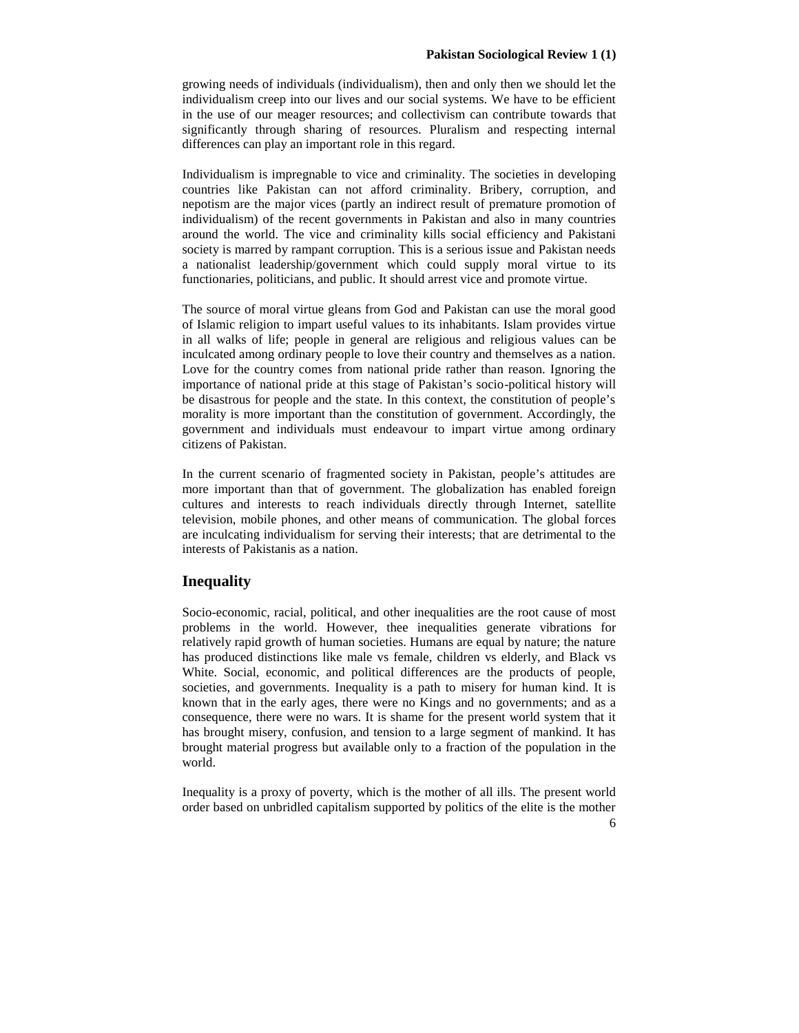growing needs of individuals (individualism), then and only then we should let the individualism creep into our lives and our social systems. We have to be efficient in the use of our meager resources; and collectivism can contribute towards that significantly through sharing of resources. Pluralism and respecting internal differences can play an important role in this regard.

Individualism is impregnable to vice and criminality. The societies in developing countries like Pakistan can not afford criminality. Bribery, corruption, and nepotism are the major vices (partly an indirect result of premature promotion of individualism) of the recent governments in Pakistan and also in many countries around the world. The vice and criminality kills social efficiency and Pakistani society is marred by rampant corruption. This is a serious issue and Pakistan needs a nationalist leadership/government which could supply moral virtue to its functionaries, politicians, and public. It should arrest vice and promote virtue.

The source of moral virtue gleans from God and Pakistan can use the moral good of Islamic religion to impart useful values to its inhabitants. Islam provides virtue in all walks of life; people in general are religious and religious values can be inculcated among ordinary people to love their country and themselves as a nation. Love for the country comes from national pride rather than reason. Ignoring the importance of national pride at this stage of Pakistan's socio-political history will be disastrous for people and the state. In this context, the constitution of people's morality is more important than the constitution of government. Accordingly, the government and individuals must endeavour to impart virtue among ordinary citizens of Pakistan.

In the current scenario of fragmented society in Pakistan, people's attitudes are more important than that of government. The globalization has enabled foreign cultures and interests to reach individuals directly through Internet, satellite television, mobile phones, and other means of communication. The global forces are inculcating individualism for serving their interests; that are detrimental to the interests of Pakistanis as a nation.

## Inequality

Socio-economic, racial, political, and other inequalities are the root cause of most problems in the world. However, thee inequalities generate vibrations for relatively rapid growth of human societies. Humans are equal by nature; the nature has produced distinctions like male vs female, children vs elderly, and Black vs White. Social, economic, and political differences are the products of people, societies, and governments. Inequality is a path to misery for human kind. It is known that in the early ages, there were no Kings and no governments; and as a consequence, there were no wars. It is shame for the present world system that it has brought misery, confusion, and tension to a large segment of mankind. It has brought material progress but available only to a fraction of the population in the world.

Inequality is a proxy of poverty, which is the mother of all ills. The present world order based on unbridled capitalism supported by politics of the elite is the mother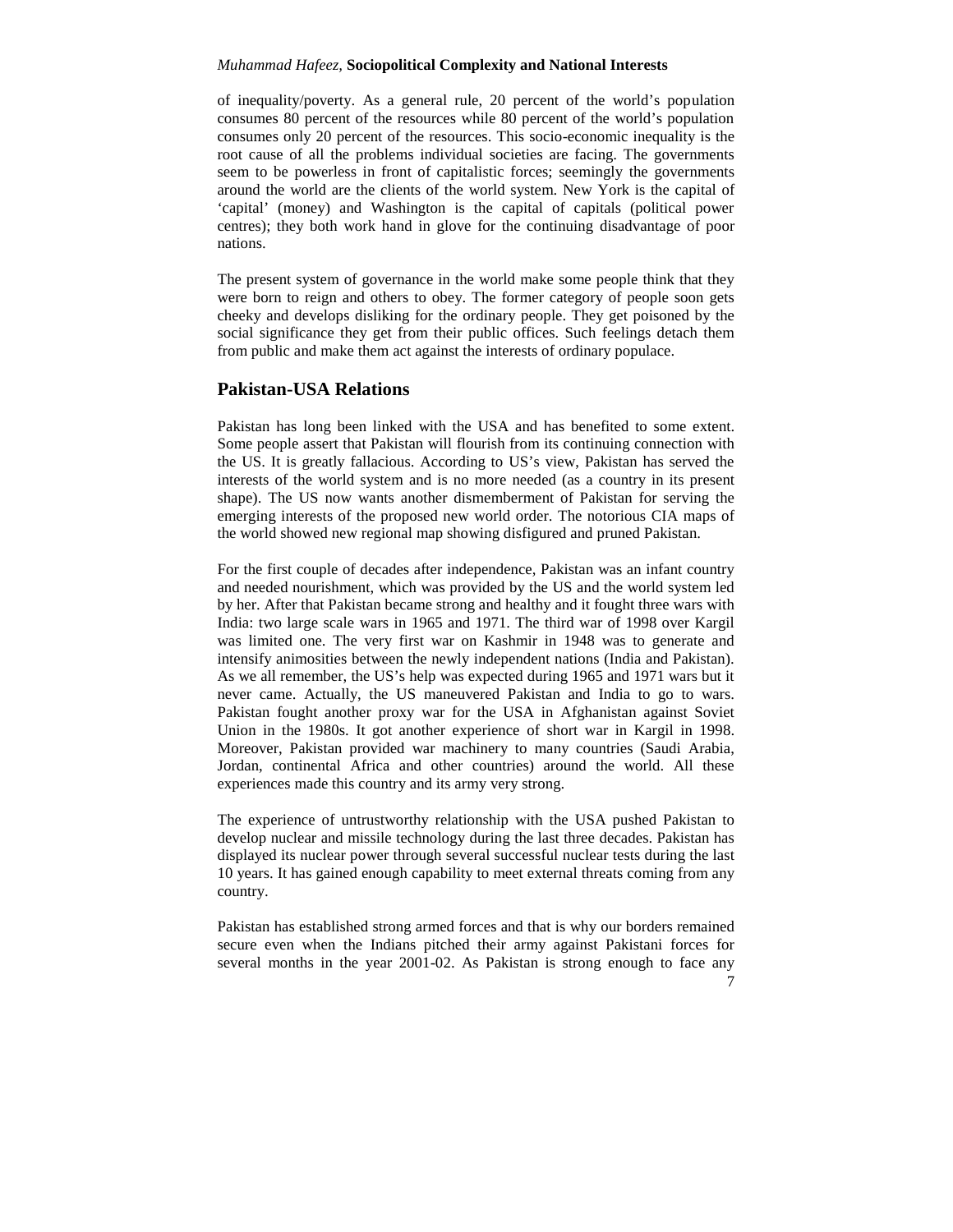of inequality/poverty. As a general rule, 20 percent of the world's population consumes 80 percent of the resources while 80 percent of the world's population consumes only 20 percent of the resources. This socio-economic inequality is the root cause of all the problems individual societies are facing. The governments seem to be powerless in front of capitalistic forces; seemingly the governments around the world are the clients of the world system. New York is the capital of 'capital' (money) and Washington is the capital of capitals (political power centres); they both work hand in glove for the continuing disadvantage of poor nations.

The present system of governance in the world make some people think that they were born to reign and others to obey. The former category of people soon gets cheeky and develops disliking for the ordinary people. They get poisoned by the social significance they get from their public offices. Such feelings detach them from public and make them act against the interests of ordinary populace.

## Pakistan-USA Relations

Pakistan has long been linked with the USA and has benefited to some extent. Some people assert that Pakistan will flourish from its continuing connection with the US. It is greatly fallacious. According to US's view, Pakistan has served the interests of the world system and is no more needed (as a country in its present shape). The US now wants another dismemberment of Pakistan for serving the emerging interests of the proposed new world order. The notorious CIA maps of the world showed new regional map showing disfigured and pruned Pakistan.

For the first couple of decades after independence, Pakistan was an infant country and needed nourishment, which was provided by the US and the world system led by her. After that Pakistan became strong and healthy and it fought three wars with India: two large scale wars in 1965 and 1971. The third war of 1998 over Kargil was limited one. The very first war on Kashmir in 1948 was to generate and intensify animosities between the newly independent nations (India and Pakistan). As we all remember, the US's help was expected during 1965 and 1971 wars but it never came. Actually, the US maneuvered Pakistan and India to go to wars. Pakistan fought another proxy war for the USA in Afghanistan against Soviet Union in the 1980s. It got another experience of short war in Kargil in 1998. Moreover, Pakistan provided war machinery to many countries (Saudi Arabia, Jordan, continental Africa and other countries) around the world. All these experiences made this country and its army very strong.

The experience of untrustworthy relationship with the USA pushed Pakistan to develop nuclear and missile technology during the last three decades. Pakistan has displayed its nuclear power through several successful nuclear tests during the last 10 years. It has gained enough capability to meet external threats coming from any country.

Pakistan has established strong armed forces and that is why our borders remained secure even when the Indians pitched their army against Pakistani forces for several months in the year 2001-02. As Pakistan is strong enough to face any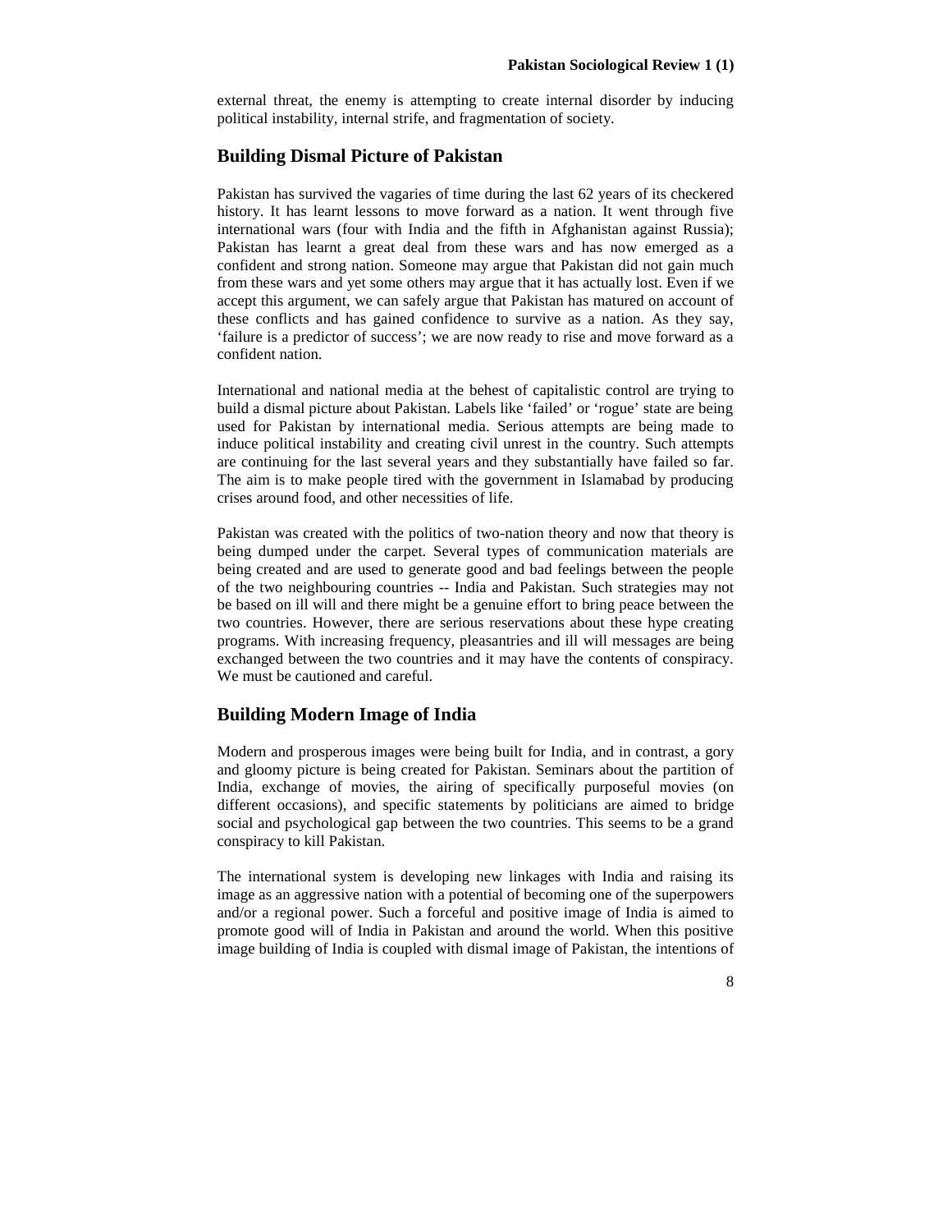external threat, the enemy is attempting to create internal disorder by inducing political instability, internal strife, and fragmentation of society.

## Building Dismal Picture of Pakistan

Pakistan has survived the vagaries of time during the last 62 years of its checkered history. It has learnt lessons to move forward as a nation. It went through five international wars (four with India and the fifth in Afghanistan against Russia); Pakistan has learnt a great deal from these wars and has now emerged as a confident and strong nation. Someone may argue that Pakistan did not gain much from these wars and yet some others may argue that it has actually lost. Even if we accept this argument, we can safely argue that Pakistan has matured on account of these conflicts and has gained confidence to survive as a nation. As they say, 'failure is a predictor of success'; we are now ready to rise and move forward as a confident nation.

International and national media at the behest of capitalistic control are trying to build a dismal picture about Pakistan. Labels like 'failed' or 'rogue' state are being used for Pakistan by international media. Serious attempts are being made to induce political instability and creating civil unrest in the country. Such attempts are continuing for the last several years and they substantially have failed so far. The aim is to make people tired with the government in Islamabad by producing crises around food, and other necessities of life.

Pakistan was created with the politics of two-nation theory and now that theory is being dumped under the carpet. Several types of communication materials are being created and are used to generate good and bad feelings between the people of the two neighbouring countries -- India and Pakistan. Such strategies may not be based on ill will and there might be a genuine effort to bring peace between the two countries. However, there are serious reservations about these hype creating programs. With increasing frequency, pleasantries and ill will messages are being exchanged between the two countries and it may have the contents of conspiracy. We must be cautioned and careful.

## Building Modern Image of India

Modern and prosperous images were being built for India, and in contrast, a gory and gloomy picture is being created for Pakistan. Seminars about the partition of India, exchange of movies, the airing of specifically purposeful movies (on different occasions), and specific statements by politicians are aimed to bridge social and psychological gap between the two countries. This seems to be a grand conspiracy to kill Pakistan.

The international system is developing new linkages with India and raising its image as an aggressive nation with a potential of becoming one of the superpowers and/or a regional power. Such a forceful and positive image of India is aimed to promote good will of India in Pakistan and around the world. When this positive image building of India is coupled with dismal image of Pakistan, the intentions of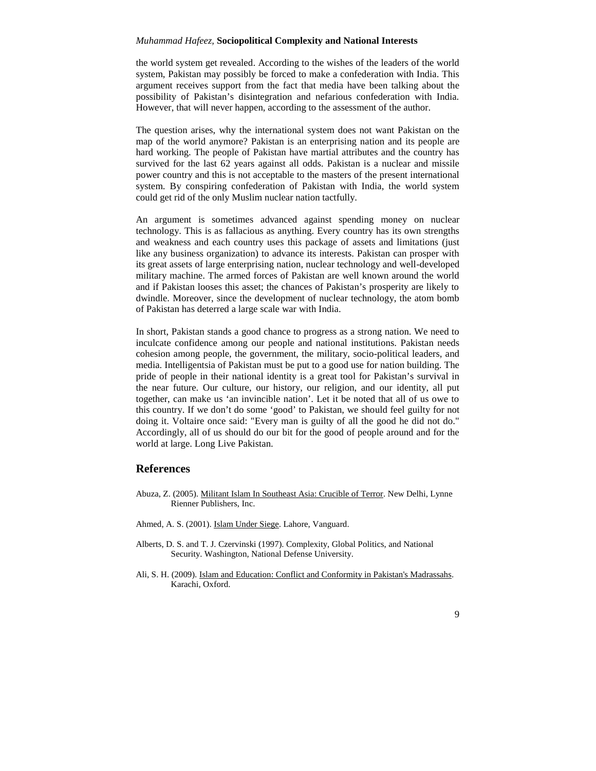the world system get revealed. According to the wishes of the leaders of the world system, Pakistan may possibly be forced to make a confederation with India. This argument receives support from the fact that media have been talking about the possibility of Pakistan's disintegration and nefarious confederation with India. However, that will never happen, according to the assessment of the author.

The question arises, why the international system does not want Pakistan on the map of the world anymore? Pakistan is an enterprising nation and its people are hard working. The people of Pakistan have martial attributes and the country has survived for the last 62 years against all odds. Pakistan is a nuclear and missile power country and this is not acceptable to the masters of the present international system. By conspiring confederation of Pakistan with India, the world system could get rid of the only Muslim nuclear nation tactfully.

An argument is sometimes advanced against spending money on nuclear technology. This is as fallacious as anything. Every country has its own strengths and weakness and each country uses this package of assets and limitations (just like any business organization) to advance its interests. Pakistan can prosper with its great assets of large enterprising nation, nuclear technology and well-developed military machine. The armed forces of Pakistan are well known around the world and if Pakistan looses this asset; the chances of Pakistan's prosperity are likely to dwindle. Moreover, since the development of nuclear technology, the atom bomb of Pakistan has deterred a large scale war with India.

In short, Pakistan stands a good chance to progress as a strong nation. We need to inculcate confidence among our people and national institutions. Pakistan needs cohesion among people, the government, the military, socio-political leaders, and media. Intelligentsia of Pakistan must be put to a good use for nation building. The pride of people in their national identity is a great tool for Pakistan's survival in the near future. Our culture, our history, our religion, and our identity, all put together, can make us 'an invincible nation'. Let it be noted that all of us owe to this country. If we don't do some 'good' to Pakistan, we should feel guilty for not doing it. Voltaire once said: "Every man is guilty of all the good he did not do." Accordingly, all of us should do our bit for the good of people around and for the world at large. Long Live Pakistan.

## References

Abuza, Z. (2005). Militant Islam In Southeast Asia: Crucible of Terror. New Delhi, Lynne Rienner Publishers, Inc.

Ahmed, A. S. (2001). Islam Under Siege. Lahore, Vanguard.

Alberts, D. S. and T. J. Czervinski (1997). Complexity, Global Politics, and National Security. Washington, National Defense University.

Ali, S. H. (2009). Islam and Education: Conflict and Conformity in Pakistan's Madrassahs. Karachi, Oxford.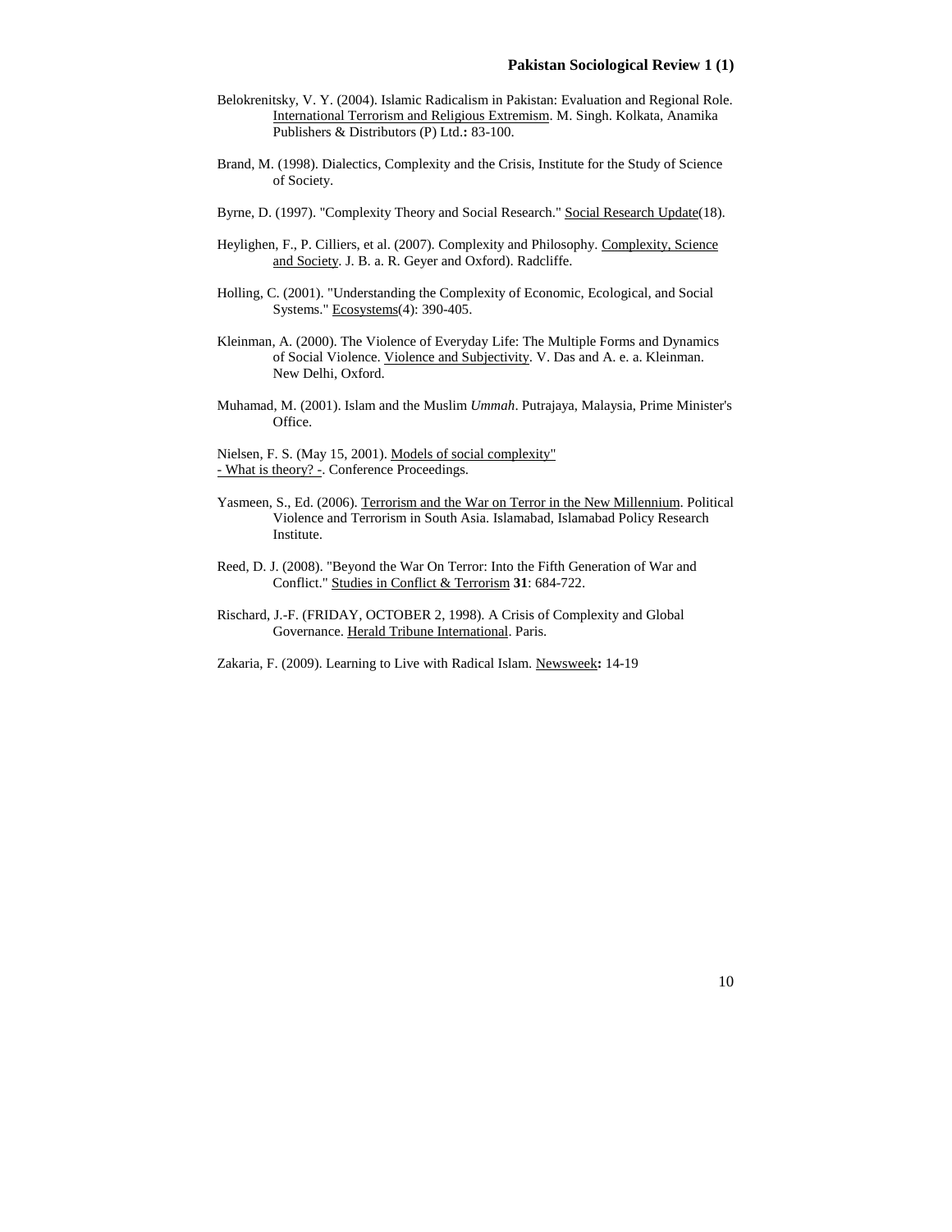Belokrenitsky, V. Y. (2004). Islamic Radicalism in Pakistan: Evaluation and Regional Role. International Terrorism and Religious Extremism. M. Singh. Kolkata, Anamika Publishers & Distributors (P) Ltd.**:** 83-100.

Brand, M. (1998). Dialectics, Complexity and the Crisis, Institute for the Study of Science of Society.

Byrne, D. (1997). "Complexity Theory and Social Research." Social Research Update(18).

Heylighen, F., P. Cilliers, et al. (2007). Complexity and Philosophy. Complexity, Science and Society. J. B. a. R. Geyer and Oxford). Radcliffe.

Holling, C. (2001). "Understanding the Complexity of Economic, Ecological, and Social Systems." Ecosystems(4): 390-405.

Kleinman, A. (2000). The Violence of Everyday Life: The Multiple Forms and Dynamics of Social Violence. Violence and Subjectivity. V. Das and A. e. a. Kleinman. New Delhi, Oxford.

Muhamad, M. (2001). Islam and the Muslim *Ummah*. Putrajaya, Malaysia, Prime Minister's Office.

Nielsen, F. S. (May 15, 2001). Models of social complexity" - What is theory? -. Conference Proceedings.

Yasmeen, S., Ed. (2006). Terrorism and the War on Terror in the New Millennium. Political Violence and Terrorism in South Asia. Islamabad, Islamabad Policy Research Institute.

Reed, D. J. (2008). "Beyond the War On Terror: Into the Fifth Generation of War and Conflict." Studies in Conflict & Terrorism **31**: 684-722.

Rischard, J.-F. (FRIDAY, OCTOBER 2, 1998). A Crisis of Complexity and Global Governance. Herald Tribune International. Paris.

Zakaria, F. (2009). Learning to Live with Radical Islam. Newsweek**:** 14-19